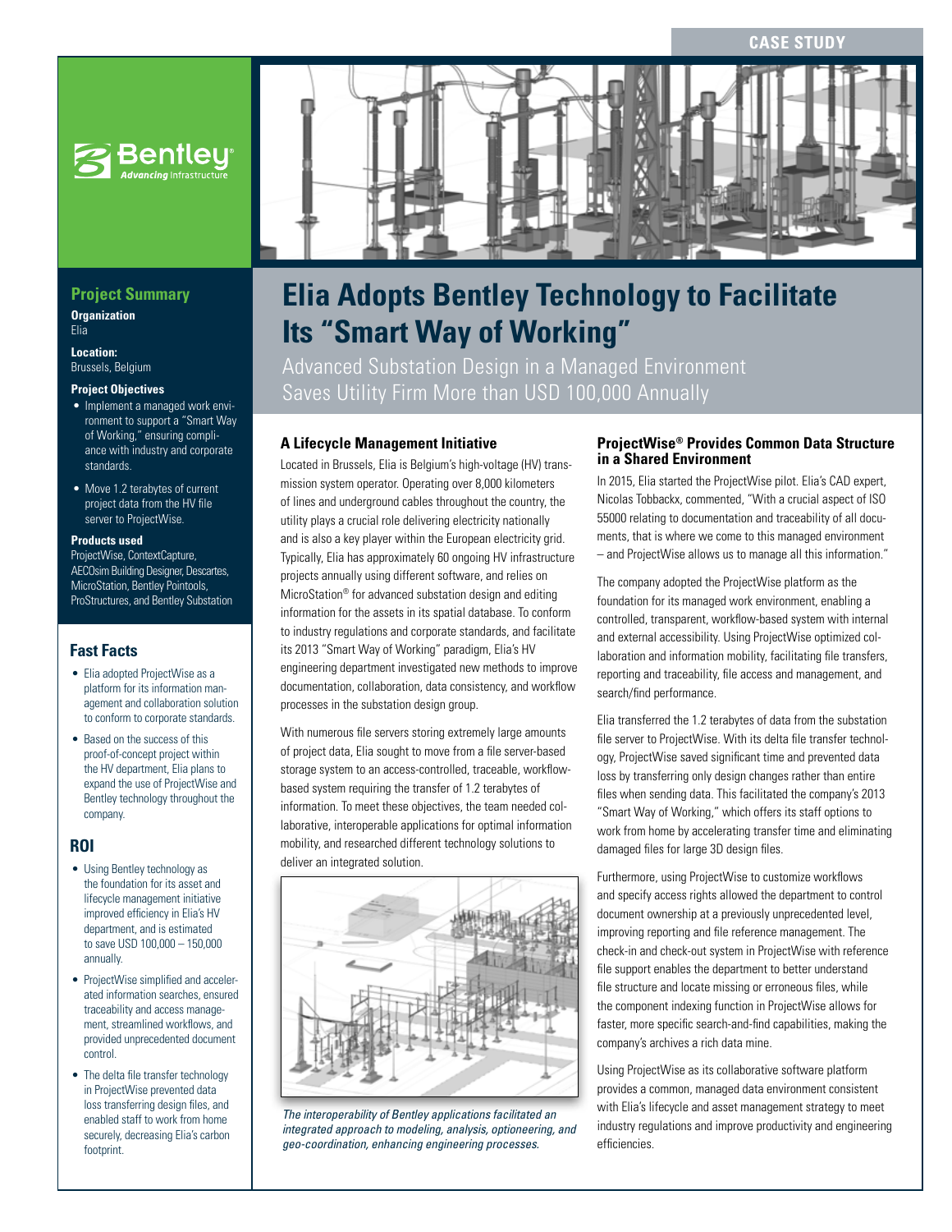CASE STUDY

# Elia Adopts Bentley Technology to Facilitate Its "Smart Way of Working"

## Advanced Substation Design in a Managed Environment Saves Utility Firm More than USD 100,000 Annually

## Project Summary

**Organization**
Elia

**Location:**
Brussels, Belgium

**Project Objectives**

- Implement a managed work environment to support a "Smart Way of Working," ensuring compliance with industry and corporate standards.
- Move 1.2 terabytes of current project data from the HV file server to ProjectWise.

**Products used**
ProjectWise, ContextCapture, AECOsim Building Designer, Descartes, MicroStation, Bentley Pointools, ProStructures, and Bentley Substation

## Fast Facts

- Elia adopted ProjectWise as a platform for its information management and collaboration solution to conform to corporate standards.
- Based on the success of this proof-of-concept project within the HV department, Elia plans to expand the use of ProjectWise and Bentley technology throughout the company.

## ROI

- Using Bentley technology as the foundation for its asset and lifecycle management initiative improved efficiency in Elia's HV department, and is estimated to save USD 100,000 – 150,000 annually.
- ProjectWise simplified and accelerated information searches, ensured traceability and access management, streamlined workflows, and provided unprecedented document control.
- The delta file transfer technology in ProjectWise prevented data loss transferring design files, and enabled staff to work from home securely, decreasing Elia's carbon footprint.

### A Lifecycle Management Initiative

Located in Brussels, Elia is Belgium's high-voltage (HV) transmission system operator. Operating over 8,000 kilometers of lines and underground cables throughout the country, the utility plays a crucial role delivering electricity nationally and is also a key player within the European electricity grid. Typically, Elia has approximately 60 ongoing HV infrastructure projects annually using different software, and relies on MicroStation® for advanced substation design and editing information for the assets in its spatial database. To conform to industry regulations and corporate standards, and facilitate its 2013 "Smart Way of Working" paradigm, Elia's HV engineering department investigated new methods to improve documentation, collaboration, data consistency, and workflow processes in the substation design group.

With numerous file servers storing extremely large amounts of project data, Elia sought to move from a file server-based storage system to an access-controlled, traceable, workflow-based system requiring the transfer of 1.2 terabytes of information. To meet these objectives, the team needed collaborative, interoperable applications for optimal information mobility, and researched different technology solutions to deliver an integrated solution.

*The interoperability of Bentley applications facilitated an integrated approach to modeling, analysis, optioneering, and geo-coordination, enhancing engineering processes.*

### ProjectWise® Provides Common Data Structure in a Shared Environment

In 2015, Elia started the ProjectWise pilot. Elia's CAD expert, Nicolas Tobbackx, commented, "With a crucial aspect of ISO 55000 relating to documentation and traceability of all documents, that is where we come to this managed environment – and ProjectWise allows us to manage all this information."

The company adopted the ProjectWise platform as the foundation for its managed work environment, enabling a controlled, transparent, workflow-based system with internal and external accessibility. Using ProjectWise optimized collaboration and information mobility, facilitating file transfers, reporting and traceability, file access and management, and search/find performance.

Elia transferred the 1.2 terabytes of data from the substation file server to ProjectWise. With its delta file transfer technology, ProjectWise saved significant time and prevented data loss by transferring only design changes rather than entire files when sending data. This facilitated the company's 2013 "Smart Way of Working," which offers its staff options to work from home by accelerating transfer time and eliminating damaged files for large 3D design files.

Furthermore, using ProjectWise to customize workflows and specify access rights allowed the department to control document ownership at a previously unprecedented level, improving reporting and file reference management. The check-in and check-out system in ProjectWise with reference file support enables the department to better understand file structure and locate missing or erroneous files, while the component indexing function in ProjectWise allows for faster, more specific search-and-find capabilities, making the company's archives a rich data mine.

Using ProjectWise as its collaborative software platform provides a common, managed data environment consistent with Elia's lifecycle and asset management strategy to meet industry regulations and improve productivity and engineering efficiencies.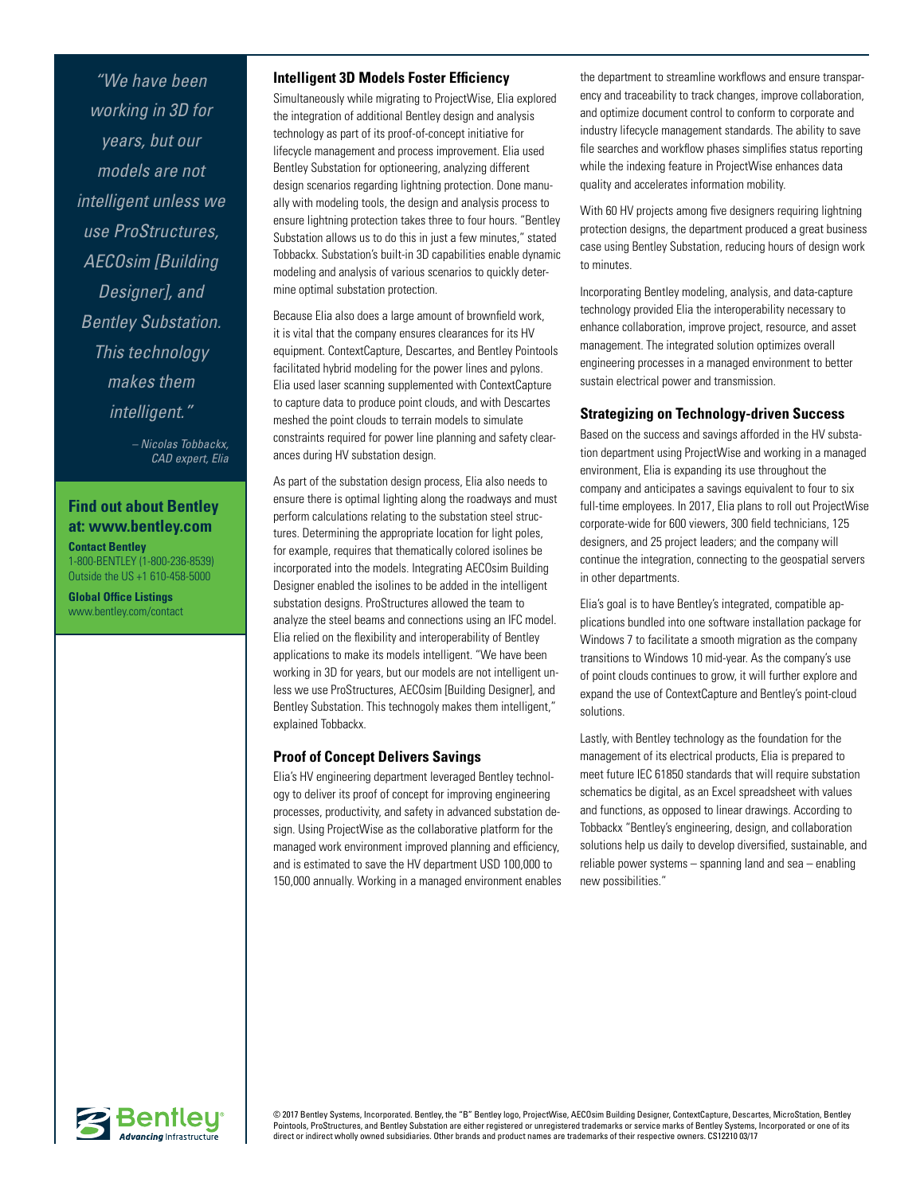*"We have been working in 3D for years, but our models are not intelligent unless we use ProStructures, AECOsim [Building Designer], and Bentley Substation. This technology makes them intelligent."*

*– Nicolas Tobbackx, CAD expert, Elia*

**Find out about Bentley at: www.bentley.com**

**Contact Bentley**
1-800-BENTLEY (1-800-236-8539)
Outside the US +1 610-458-5000

**Global Office Listings**
www.bentley.com/contact

## Intelligent 3D Models Foster Efficiency

Simultaneously while migrating to ProjectWise, Elia explored the integration of additional Bentley design and analysis technology as part of its proof-of-concept initiative for lifecycle management and process improvement. Elia used Bentley Substation for optioneering, analyzing different design scenarios regarding lightning protection. Done manually with modeling tools, the design and analysis process to ensure lightning protection takes three to four hours. "Bentley Substation allows us to do this in just a few minutes," stated Tobbackx. Substation's built-in 3D capabilities enable dynamic modeling and analysis of various scenarios to quickly determine optimal substation protection.

Because Elia also does a large amount of brownfield work, it is vital that the company ensures clearances for its HV equipment. ContextCapture, Descartes, and Bentley Pointools facilitated hybrid modeling for the power lines and pylons. Elia used laser scanning supplemented with ContextCapture to capture data to produce point clouds, and with Descartes meshed the point clouds to terrain models to simulate constraints required for power line planning and safety clearances during HV substation design.

As part of the substation design process, Elia also needs to ensure there is optimal lighting along the roadways and must perform calculations relating to the substation steel structures. Determining the appropriate location for light poles, for example, requires that thematically colored isolines be incorporated into the models. Integrating AECOsim Building Designer enabled the isolines to be added in the intelligent substation designs. ProStructures allowed the team to analyze the steel beams and connections using an IFC model. Elia relied on the flexibility and interoperability of Bentley applications to make its models intelligent. "We have been working in 3D for years, but our models are not intelligent unless we use ProStructures, AECOsim [Building Designer], and Bentley Substation. This technogoly makes them intelligent," explained Tobbackx.

## Proof of Concept Delivers Savings

Elia's HV engineering department leveraged Bentley technology to deliver its proof of concept for improving engineering processes, productivity, and safety in advanced substation design. Using ProjectWise as the collaborative platform for the managed work environment improved planning and efficiency, and is estimated to save the HV department USD 100,000 to 150,000 annually. Working in a managed environment enables the department to streamline workflows and ensure transparency and traceability to track changes, improve collaboration, and optimize document control to conform to corporate and industry lifecycle management standards. The ability to save file searches and workflow phases simplifies status reporting while the indexing feature in ProjectWise enhances data quality and accelerates information mobility.

With 60 HV projects among five designers requiring lightning protection designs, the department produced a great business case using Bentley Substation, reducing hours of design work to minutes.

Incorporating Bentley modeling, analysis, and data-capture technology provided Elia the interoperability necessary to enhance collaboration, improve project, resource, and asset management. The integrated solution optimizes overall engineering processes in a managed environment to better sustain electrical power and transmission.

## Strategizing on Technology-driven Success

Based on the success and savings afforded in the HV substation department using ProjectWise and working in a managed environment, Elia is expanding its use throughout the company and anticipates a savings equivalent to four to six full-time employees. In 2017, Elia plans to roll out ProjectWise corporate-wide for 600 viewers, 300 field technicians, 125 designers, and 25 project leaders; and the company will continue the integration, connecting to the geospatial servers in other departments.

Elia's goal is to have Bentley's integrated, compatible applications bundled into one software installation package for Windows 7 to facilitate a smooth migration as the company transitions to Windows 10 mid-year. As the company's use of point clouds continues to grow, it will further explore and expand the use of ContextCapture and Bentley's point-cloud solutions.

Lastly, with Bentley technology as the foundation for the management of its electrical products, Elia is prepared to meet future IEC 61850 standards that will require substation schematics be digital, as an Excel spreadsheet with values and functions, as opposed to linear drawings. According to Tobbackx "Bentley's engineering, design, and collaboration solutions help us daily to develop diversified, sustainable, and reliable power systems – spanning land and sea – enabling new possibilities."

Bentley *Advancing* Infrastructure

© 2017 Bentley Systems, Incorporated. Bentley, the "B" Bentley logo, ProjectWise, AECOsim Building Designer, ContextCapture, Descartes, MicroStation, Bentley Pointools, ProStructures, and Bentley Substation are either registered or unregistered trademarks or service marks of Bentley Systems, Incorporated or one of its direct or indirect wholly owned subsidiaries. Other brands and product names are trademarks of their respective owners. CS12210 03/17